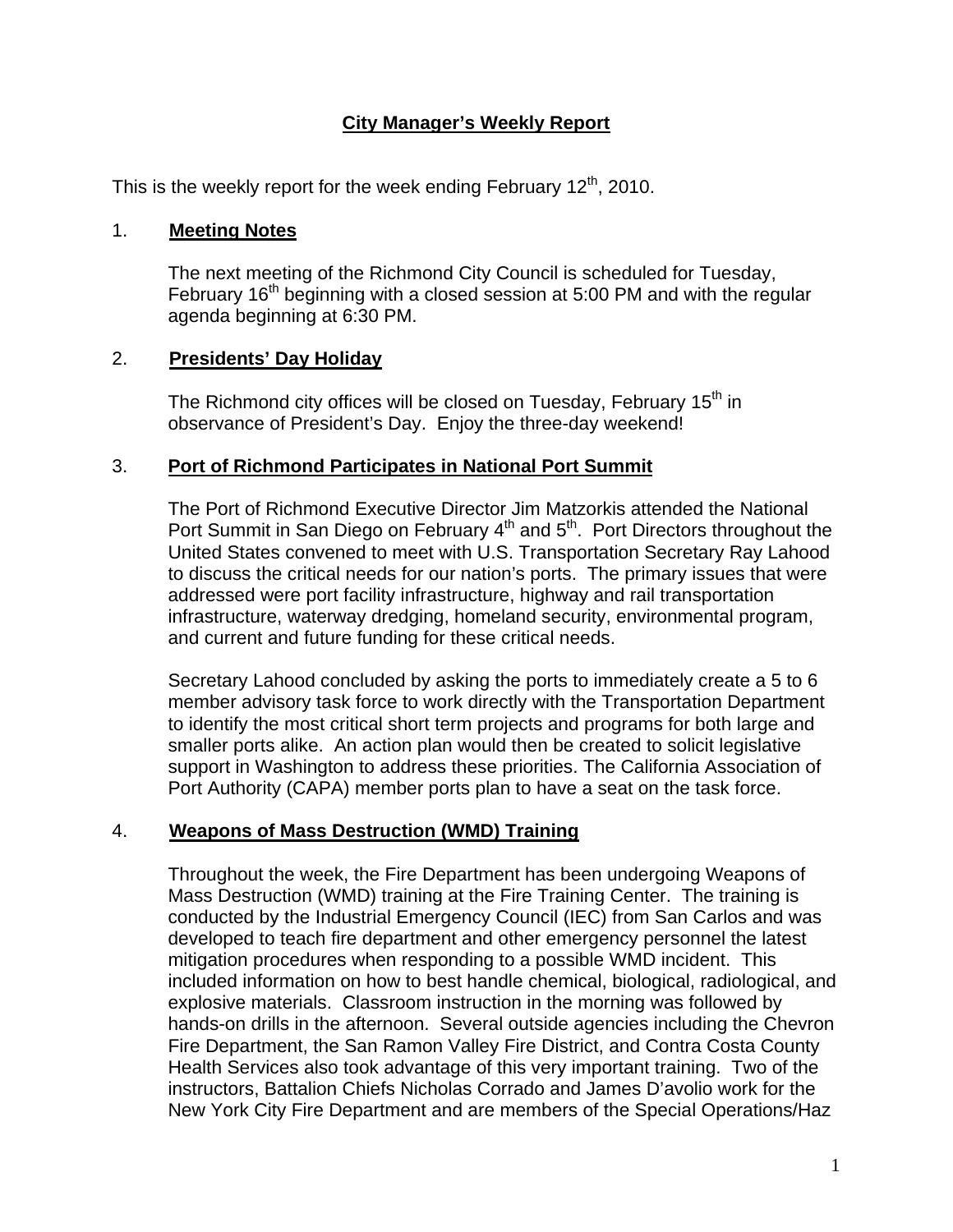# City Manager's Weekly Report

This is the weekly report for the week ending February 12th, 2010.

## 1. Meeting Notes

The next meeting of the Richmond City Council is scheduled for Tuesday, February 16th beginning with a closed session at 5:00 PM and with the regular agenda beginning at 6:30 PM.

## 2. Presidents' Day Holiday

The Richmond city offices will be closed on Tuesday, February 15th in observance of President's Day. Enjoy the three-day weekend!

## 3. Port of Richmond Participates in National Port Summit

The Port of Richmond Executive Director Jim Matzorkis attended the National Port Summit in San Diego on February 4th and 5th. Port Directors throughout the United States convened to meet with U.S. Transportation Secretary Ray Lahood to discuss the critical needs for our nation's ports. The primary issues that were addressed were port facility infrastructure, highway and rail transportation infrastructure, waterway dredging, homeland security, environmental program, and current and future funding for these critical needs.

Secretary Lahood concluded by asking the ports to immediately create a 5 to 6 member advisory task force to work directly with the Transportation Department to identify the most critical short term projects and programs for both large and smaller ports alike. An action plan would then be created to solicit legislative support in Washington to address these priorities. The California Association of Port Authority (CAPA) member ports plan to have a seat on the task force.

## 4. Weapons of Mass Destruction (WMD) Training

Throughout the week, the Fire Department has been undergoing Weapons of Mass Destruction (WMD) training at the Fire Training Center. The training is conducted by the Industrial Emergency Council (IEC) from San Carlos and was developed to teach fire department and other emergency personnel the latest mitigation procedures when responding to a possible WMD incident. This included information on how to best handle chemical, biological, radiological, and explosive materials. Classroom instruction in the morning was followed by hands-on drills in the afternoon. Several outside agencies including the Chevron Fire Department, the San Ramon Valley Fire District, and Contra Costa County Health Services also took advantage of this very important training. Two of the instructors, Battalion Chiefs Nicholas Corrado and James D'avolio work for the New York City Fire Department and are members of the Special Operations/Haz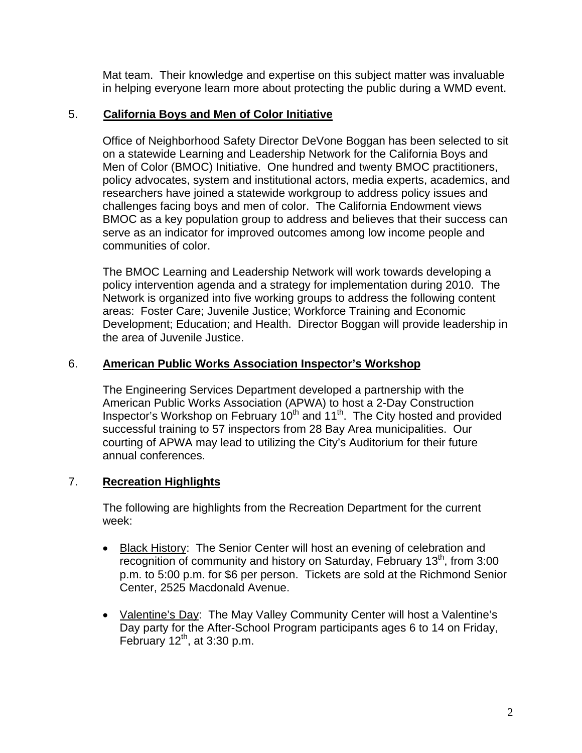Mat team. Their knowledge and expertise on this subject matter was invaluable in helping everyone learn more about protecting the public during a WMD event.

5. **California Boys and Men of Color Initiative**

Office of Neighborhood Safety Director DeVone Boggan has been selected to sit on a statewide Learning and Leadership Network for the California Boys and Men of Color (BMOC) Initiative. One hundred and twenty BMOC practitioners, policy advocates, system and institutional actors, media experts, academics, and researchers have joined a statewide workgroup to address policy issues and challenges facing boys and men of color. The California Endowment views BMOC as a key population group to address and believes that their success can serve as an indicator for improved outcomes among low income people and communities of color.

The BMOC Learning and Leadership Network will work towards developing a policy intervention agenda and a strategy for implementation during 2010. The Network is organized into five working groups to address the following content areas: Foster Care; Juvenile Justice; Workforce Training and Economic Development; Education; and Health. Director Boggan will provide leadership in the area of Juvenile Justice.

6. **American Public Works Association Inspector's Workshop**

The Engineering Services Department developed a partnership with the American Public Works Association (APWA) to host a 2-Day Construction Inspector's Workshop on February 10th and 11th. The City hosted and provided successful training to 57 inspectors from 28 Bay Area municipalities. Our courting of APWA may lead to utilizing the City's Auditorium for their future annual conferences.

7. **Recreation Highlights**

The following are highlights from the Recreation Department for the current week:

- Black History: The Senior Center will host an evening of celebration and recognition of community and history on Saturday, February 13th, from 3:00 p.m. to 5:00 p.m. for $6 per person. Tickets are sold at the Richmond Senior Center, 2525 Macdonald Avenue.

- Valentine's Day: The May Valley Community Center will host a Valentine's Day party for the After-School Program participants ages 6 to 14 on Friday, February 12th, at 3:30 p.m.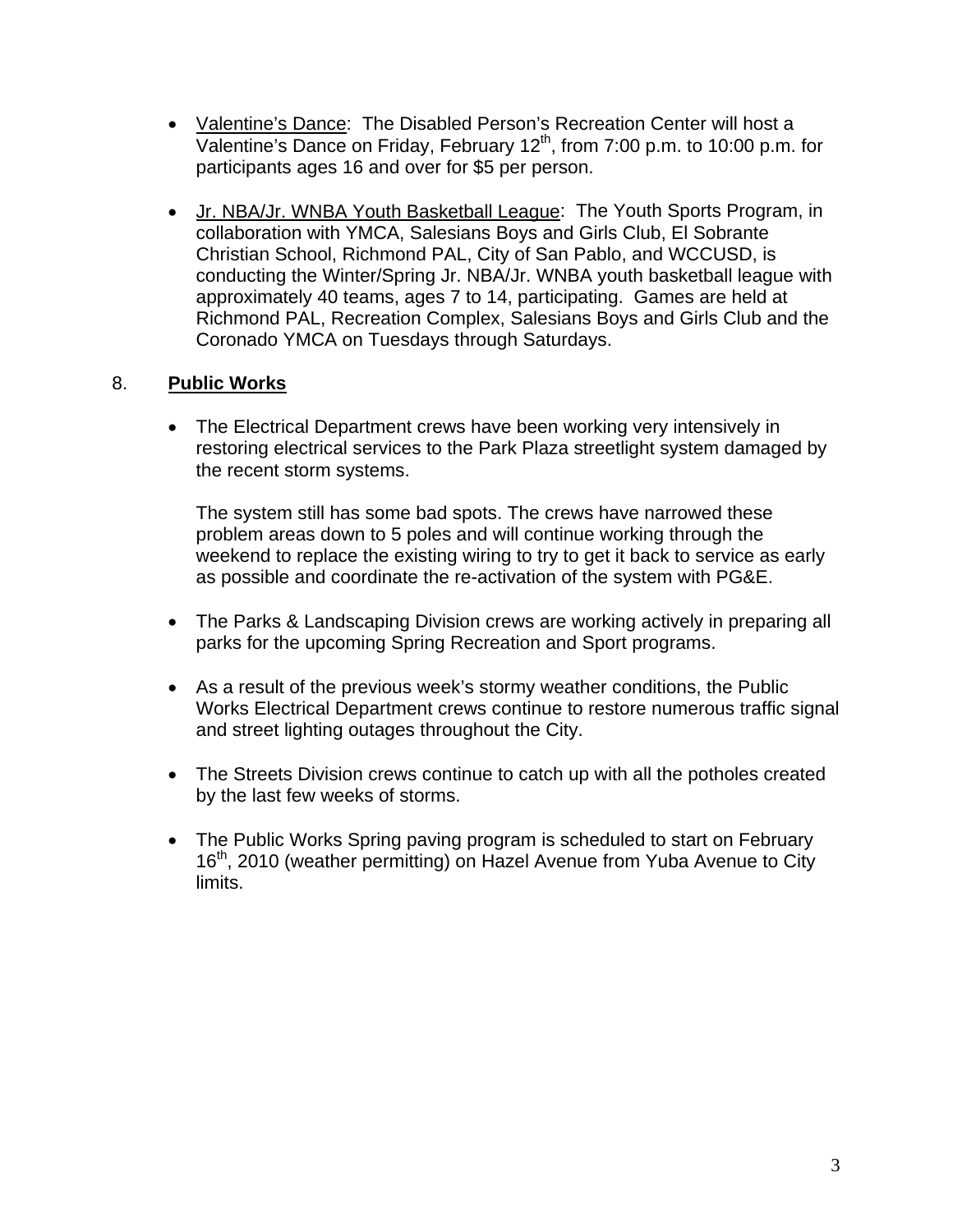- Valentine's Dance: The Disabled Person's Recreation Center will host a Valentine's Dance on Friday, February 12th, from 7:00 p.m. to 10:00 p.m. for participants ages 16 and over for $5 per person.

- Jr. NBA/Jr. WNBA Youth Basketball League: The Youth Sports Program, in collaboration with YMCA, Salesians Boys and Girls Club, El Sobrante Christian School, Richmond PAL, City of San Pablo, and WCCUSD, is conducting the Winter/Spring Jr. NBA/Jr. WNBA youth basketball league with approximately 40 teams, ages 7 to 14, participating. Games are held at Richmond PAL, Recreation Complex, Salesians Boys and Girls Club and the Coronado YMCA on Tuesdays through Saturdays.

8. **Public Works**

- The Electrical Department crews have been working very intensively in restoring electrical services to the Park Plaza streetlight system damaged by the recent storm systems.

  The system still has some bad spots. The crews have narrowed these problem areas down to 5 poles and will continue working through the weekend to replace the existing wiring to try to get it back to service as early as possible and coordinate the re-activation of the system with PG&E.

- The Parks & Landscaping Division crews are working actively in preparing all parks for the upcoming Spring Recreation and Sport programs.

- As a result of the previous week's stormy weather conditions, the Public Works Electrical Department crews continue to restore numerous traffic signal and street lighting outages throughout the City.

- The Streets Division crews continue to catch up with all the potholes created by the last few weeks of storms.

- The Public Works Spring paving program is scheduled to start on February 16th, 2010 (weather permitting) on Hazel Avenue from Yuba Avenue to City limits.